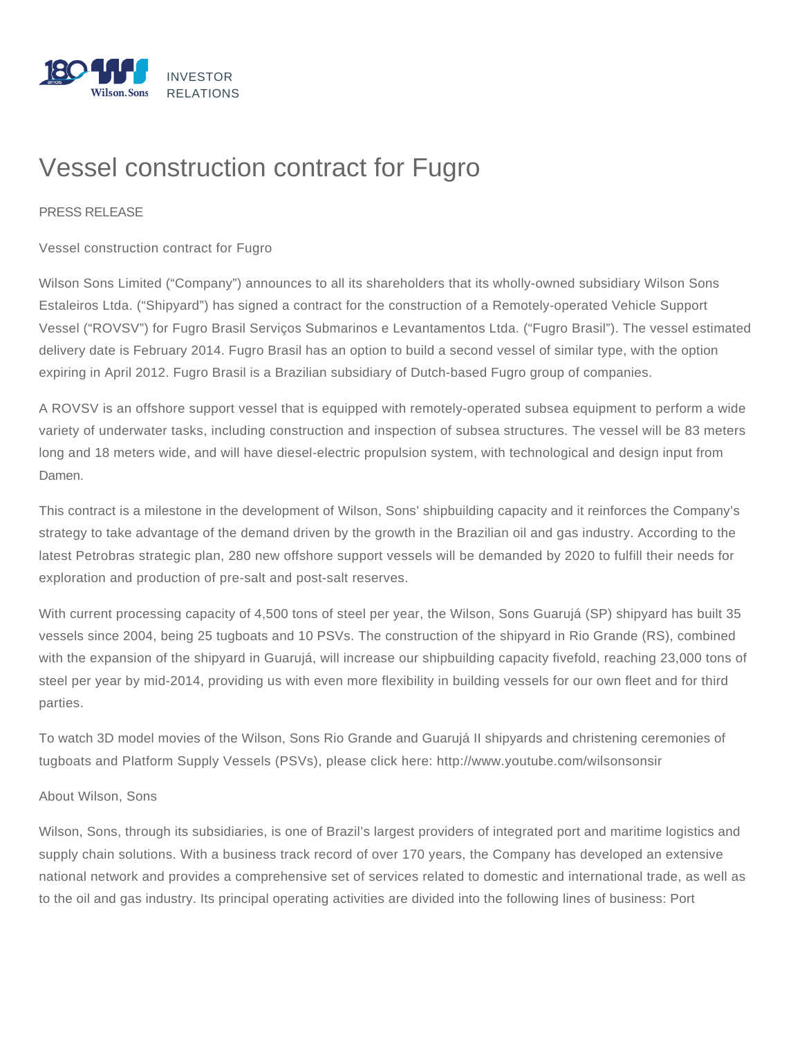INVESTOR RELATIONS

# Vessel construction contract for Fugro

PRESS RELEASE

Vessel construction contract for Fugro

Wilson Sons Limited ("Company") announces to all its shareholders that its wholly-owned subsidiary Wilson Sons Estaleiros Ltda. ("Shipyard") has signed a contract for the construction of a Remotely-operated Vehicle Support Vessel ("ROVSV") for Fugro Brasil Serviços Submarinos e Levantamentos Ltda. ("Fugro Brasil"). The vessel estimated delivery date is February 2014. Fugro Brasil has an option to build a second vessel of similar type, with the option expiring in April 2012. Fugro Brasil is a Brazilian subsidiary of Dutch-based Fugro group of companies.

A ROVSV is an offshore support vessel that is equipped with remotely-operated subsea equipment to perform a wide variety of underwater tasks, including construction and inspection of subsea structures. The vessel will be 83 meters long and 18 meters wide, and will have diesel-electric propulsion system, with technological and design input from Damen.

This contract is a milestone in the development of Wilson, Sons' shipbuilding capacity and it reinforces the Company's strategy to take advantage of the demand driven by the growth in the Brazilian oil and gas industry. According to the latest Petrobras strategic plan, 280 new offshore support vessels will be demanded by 2020 to fulfill their needs for exploration and production of pre-salt and post-salt reserves.

With current processing capacity of 4,500 tons of steel per year, the Wilson, Sons Guarujá (SP) shipyard has built 35 vessels since 2004, being 25 tugboats and 10 PSVs. The construction of the shipyard in Rio Grande (RS), combined with the expansion of the shipyard in Guarujá, will increase our shipbuilding capacity fivefold, reaching 23,000 tons of steel per year by mid-2014, providing us with even more flexibility in building vessels for our own fleet and for third parties.

To watch 3D model movies of the Wilson, Sons Rio Grande and Guarujá II shipyards and christening ceremonies of tugboats and Platform Supply Vessels (PSVs), please click here: http://www.youtube.com/wilsonsonsir

About Wilson, Sons

Wilson, Sons, through its subsidiaries, is one of Brazil's largest providers of integrated port and maritime logistics and supply chain solutions. With a business track record of over 170 years, the Company has developed an extensive national network and provides a comprehensive set of services related to domestic and international trade, as well as to the oil and gas industry. Its principal operating activities are divided into the following lines of business: Port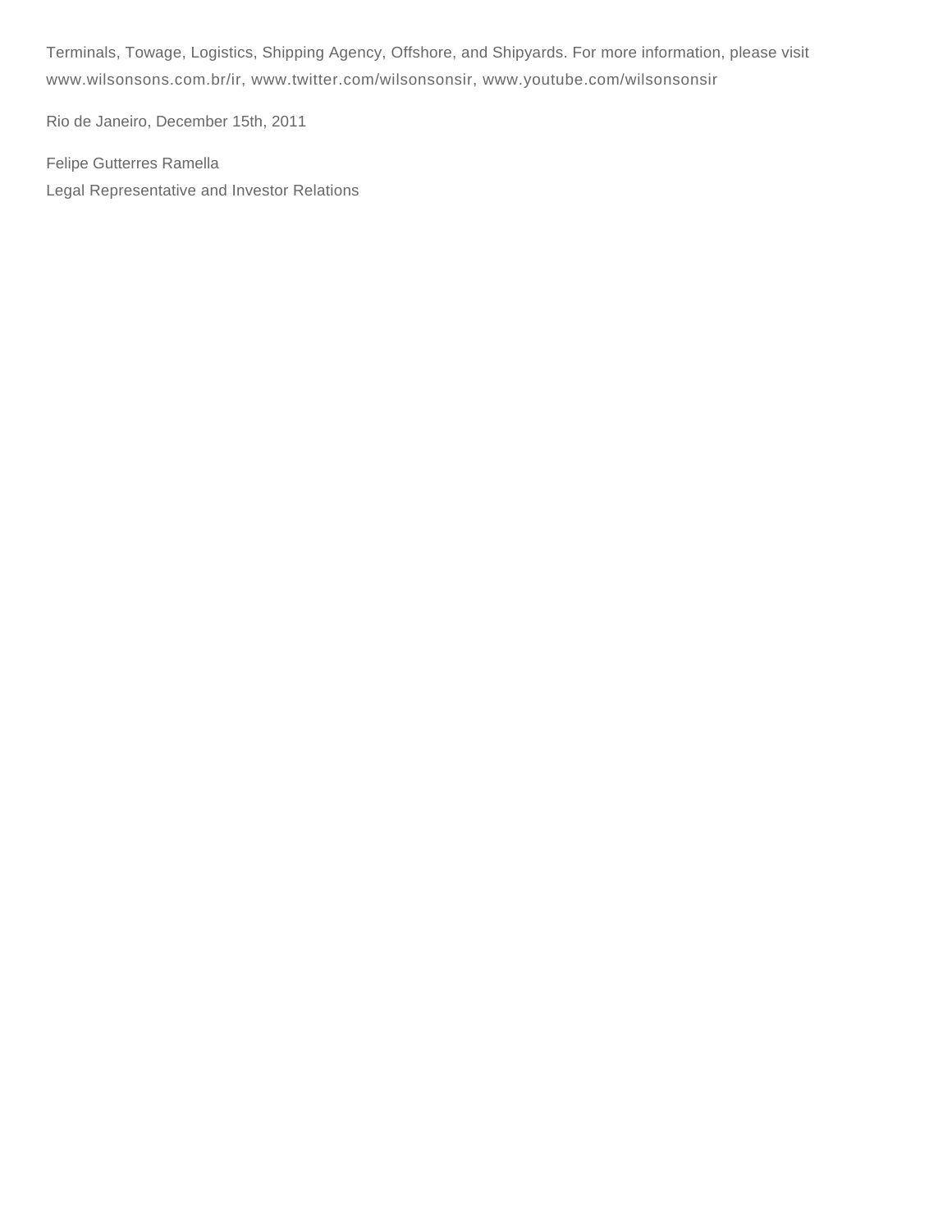Terminals, Towage, Logistics, Shipping Agency, Offshore, and Shipyards. For more information, please visit www.wilsonsons.com.br/ir, www.twitter.com/wilsonsonsir, www.youtube.com/wilsonsonsir

Rio de Janeiro, December 15th, 2011

Felipe Gutterres Ramella
Legal Representative and Investor Relations